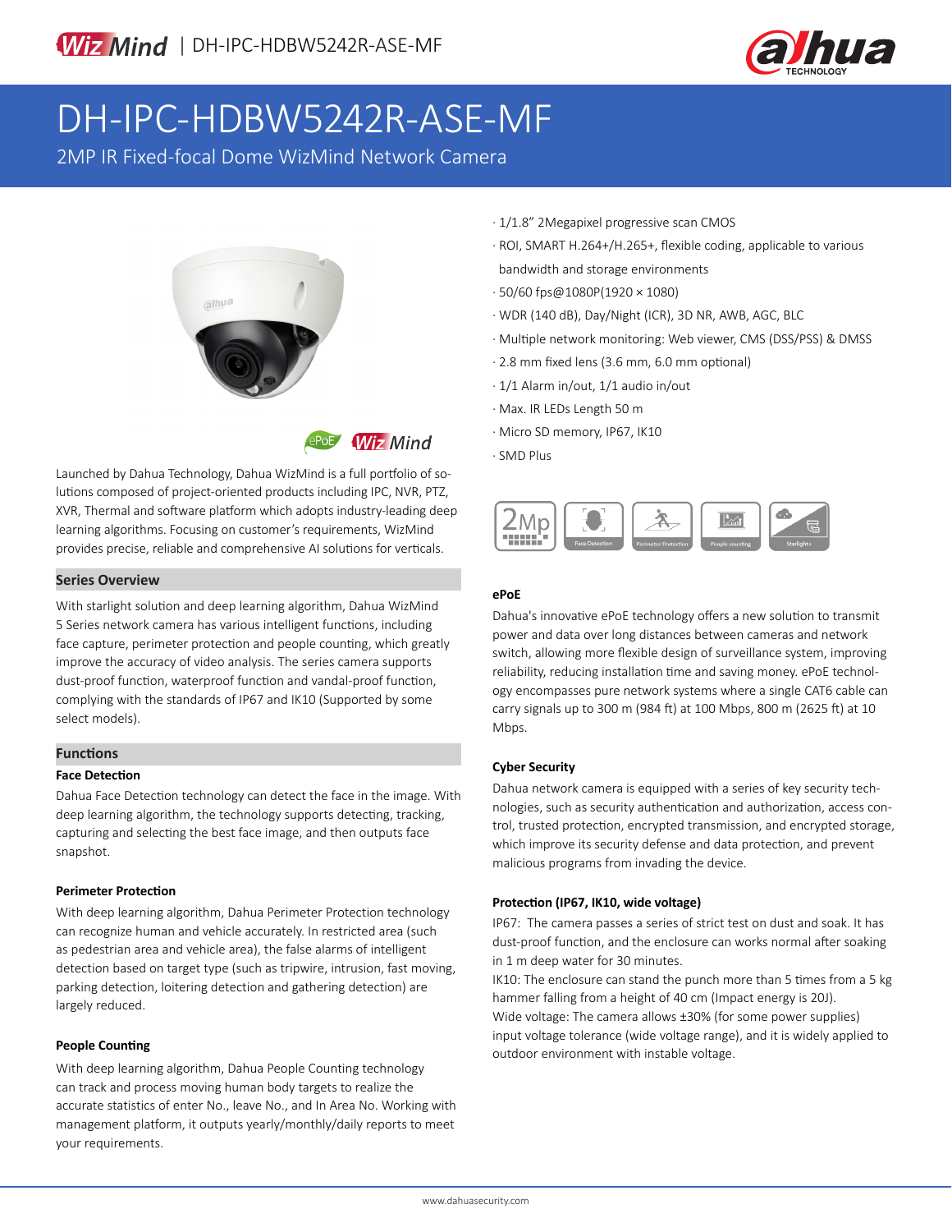# DH-IPC-HDBW5242R-ASE-MF

2MP IR Fixed-focal Dome WizMind Network Camera

- 1/1.8" 2Megapixel progressive scan CMOS
- ROI, SMART H.264+/H.265+, flexible coding, applicable to various bandwidth and storage environments
- 50/60 fps@1080P(1920 × 1080)
- WDR (140 dB), Day/Night (ICR), 3D NR, AWB, AGC, BLC
- Multiple network monitoring: Web viewer, CMS (DSS/PSS) & DMSS
- 2.8 mm fixed lens (3.6 mm, 6.0 mm optional)
- 1/1 Alarm in/out, 1/1 audio in/out
- Max. IR LEDs Length 50 m
- Micro SD memory, IP67, IK10
- SMD Plus

2Mp | Face Detection | Perimeter Protection | People counting | Starlight+

Launched by Dahua Technology, Dahua WizMind is a full portfolio of solutions composed of project-oriented products including IPC, NVR, PTZ, XVR, Thermal and software platform which adopts industry-leading deep learning algorithms. Focusing on customer's requirements, WizMind provides precise, reliable and comprehensive AI solutions for verticals.

## Series Overview

With starlight solution and deep learning algorithm, Dahua WizMind 5 Series network camera has various intelligent functions, including face capture, perimeter protection and people counting, which greatly improve the accuracy of video analysis. The series camera supports dust-proof function, waterproof function and vandal-proof function, complying with the standards of IP67 and IK10 (Supported by some select models).

## Functions

### Face Detection

Dahua Face Detection technology can detect the face in the image. With deep learning algorithm, the technology supports detecting, tracking, capturing and selecting the best face image, and then outputs face snapshot.

### Perimeter Protection

With deep learning algorithm, Dahua Perimeter Protection technology can recognize human and vehicle accurately. In restricted area (such as pedestrian area and vehicle area), the false alarms of intelligent detection based on target type (such as tripwire, intrusion, fast moving, parking detection, loitering detection and gathering detection) are largely reduced.

### People Counting

With deep learning algorithm, Dahua People Counting technology can track and process moving human body targets to realize the accurate statistics of enter No., leave No., and In Area No. Working with management platform, it outputs yearly/monthly/daily reports to meet your requirements.

### ePoE

Dahua's innovative ePoE technology offers a new solution to transmit power and data over long distances between cameras and network switch, allowing more flexible design of surveillance system, improving reliability, reducing installation time and saving money. ePoE technology encompasses pure network systems where a single CAT6 cable can carry signals up to 300 m (984 ft) at 100 Mbps, 800 m (2625 ft) at 10 Mbps.

### Cyber Security

Dahua network camera is equipped with a series of key security technologies, such as security authentication and authorization, access control, trusted protection, encrypted transmission, and encrypted storage, which improve its security defense and data protection, and prevent malicious programs from invading the device.

### Protection (IP67, IK10, wide voltage)

IP67: The camera passes a series of strict test on dust and soak. It has dust-proof function, and the enclosure can works normal after soaking in 1 m deep water for 30 minutes.

IK10: The enclosure can stand the punch more than 5 times from a 5 kg hammer falling from a height of 40 cm (Impact energy is 20J).

Wide voltage: The camera allows ±30% (for some power supplies) input voltage tolerance (wide voltage range), and it is widely applied to outdoor environment with instable voltage.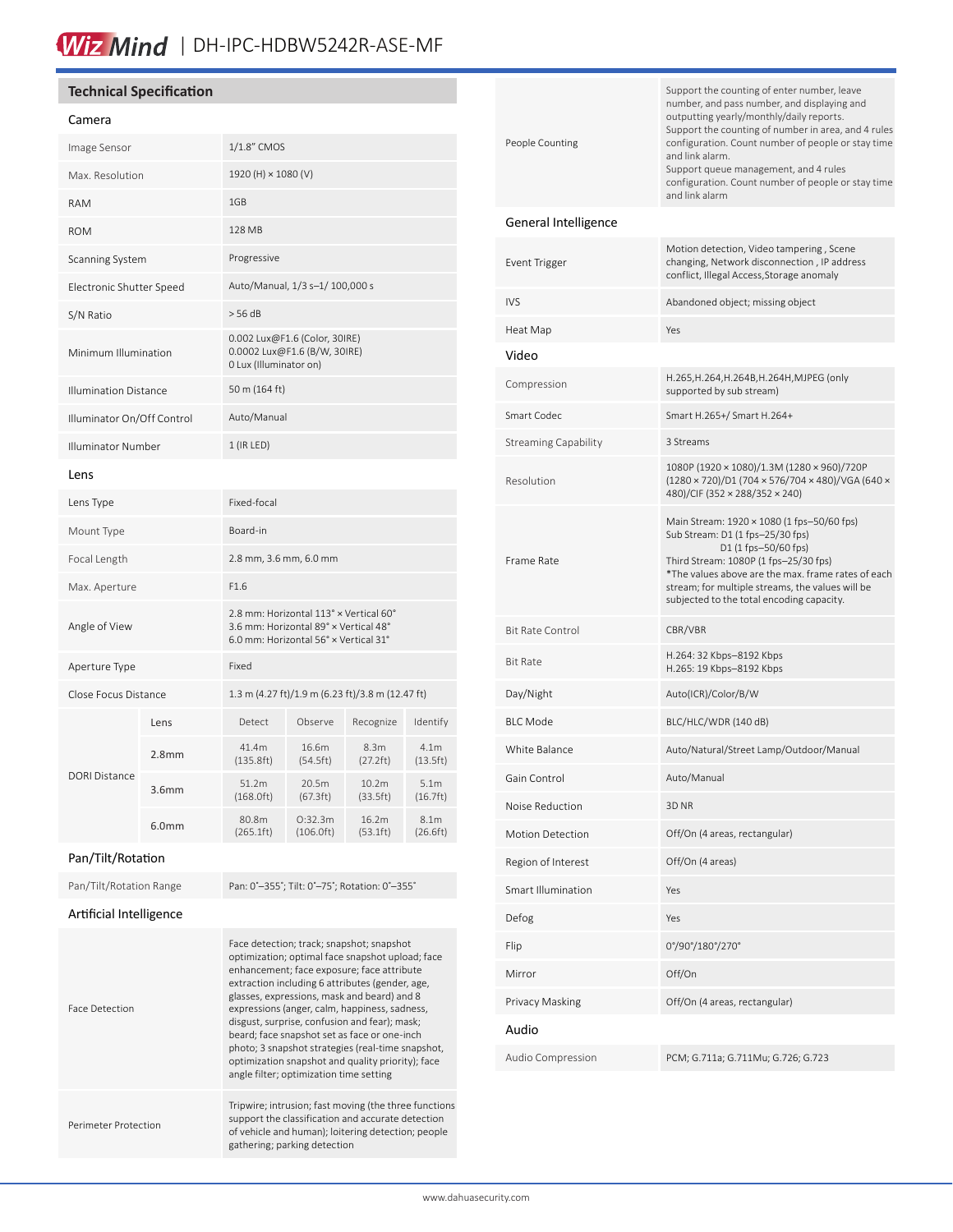## Technical Specification

### Camera

| | |
|---|---|
| Image Sensor | 1/1.8" CMOS |
| Max. Resolution | 1920 (H) × 1080 (V) |
| RAM | 1GB |
| ROM | 128 MB |
| Scanning System | Progressive |
| Electronic Shutter Speed | Auto/Manual, 1/3 s–1/ 100,000 s |
| S/N Ratio | > 56 dB |
| Minimum Illumination | 0.002 Lux@F1.6 (Color, 30IRE)<br>0.0002 Lux@F1.6 (B/W, 30IRE)<br>0 Lux (Illuminator on) |
| Illumination Distance | 50 m (164 ft) |
| Illuminator On/Off Control | Auto/Manual |
| Illuminator Number | 1 (IR LED) |

### Lens

| | |
|---|---|
| Lens Type | Fixed-focal |
| Mount Type | Board-in |
| Focal Length | 2.8 mm, 3.6 mm, 6.0 mm |
| Max. Aperture | F1.6 |
| Angle of View | 2.8 mm: Horizontal 113° × Vertical 60°<br>3.6 mm: Horizontal 89° × Vertical 48°<br>6.0 mm: Horizontal 56° × Vertical 31° |
| Aperture Type | Fixed |
| Close Focus Distance | 1.3 m (4.27 ft)/1.9 m (6.23 ft)/3.8 m (12.47 ft) |

| DORI Distance | Lens | Detect | Observe | Recognize | Identify |
|---|---|---|---|---|---|
| | 2.8mm | 41.4m (135.8ft) | 16.6m (54.5ft) | 8.3m (27.2ft) | 4.1m (13.5ft) |
| | 3.6mm | 51.2m (168.0ft) | 20.5m (67.3ft) | 10.2m (33.5ft) | 5.1m (16.7ft) |
| | 6.0mm | 80.8m (265.1ft) | O:32.3m (106.0ft) | 16.2m (53.1ft) | 8.1m (26.6ft) |

### Pan/Tilt/Rotation

| | |
|---|---|
| Pan/Tilt/Rotation Range | Pan: 0°–355°; Tilt: 0°–75°; Rotation: 0°–355° |

### Artificial Intelligence

| | |
|---|---|
| Face Detection | Face detection; track; snapshot; snapshot optimization; optimal face snapshot upload; face enhancement; face exposure; face attribute extraction including 6 attributes (gender, age, glasses, expressions, mask and beard) and 8 expressions (anger, calm, happiness, sadness, disgust, surprise, confusion and fear); mask; beard; face snapshot set as face or one-inch photo; 3 snapshot strategies (real-time snapshot, optimization snapshot and quality priority); face angle filter; optimization time setting |
| Perimeter Protection | Tripwire; intrusion; fast moving (the three functions support the classification and accurate detection of vehicle and human); loitering detection; people gathering; parking detection |
| People Counting | Support the counting of enter number, leave number, and pass number, and displaying and outputting yearly/monthly/daily reports.<br>Support the counting of number in area, and 4 rules configuration. Count number of people or stay time and link alarm.<br>Support queue management, and 4 rules configuration. Count number of people or stay time and link alarm |

### General Intelligence

| | |
|---|---|
| Event Trigger | Motion detection, Video tampering , Scene changing, Network disconnection , IP address conflict, Illegal Access,Storage anomaly |
| IVS | Abandoned object; missing object |
| Heat Map | Yes |

### Video

| | |
|---|---|
| Compression | H.265,H.264,H.264B,H.264H,MJPEG (only supported by sub stream) |
| Smart Codec | Smart H.265+/ Smart H.264+ |
| Streaming Capability | 3 Streams |
| Resolution | 1080P (1920 × 1080)/1.3M (1280 × 960)/720P (1280 × 720)/D1 (704 × 576/704 × 480)/VGA (640 × 480)/CIF (352 × 288/352 × 240) |
| Frame Rate | Main Stream: 1920 × 1080 (1 fps–50/60 fps)<br>Sub Stream: D1 (1 fps–25/30 fps)<br>D1 (1 fps–50/60 fps)<br>Third Stream: 1080P (1 fps–25/30 fps)<br>*The values above are the max. frame rates of each stream; for multiple streams, the values will be subjected to the total encoding capacity. |
| Bit Rate Control | CBR/VBR |
| Bit Rate | H.264: 32 Kbps–8192 Kbps<br>H.265: 19 Kbps–8192 Kbps |
| Day/Night | Auto(ICR)/Color/B/W |
| BLC Mode | BLC/HLC/WDR (140 dB) |
| White Balance | Auto/Natural/Street Lamp/Outdoor/Manual |
| Gain Control | Auto/Manual |
| Noise Reduction | 3D NR |
| Motion Detection | Off/On (4 areas, rectangular) |
| Region of Interest | Off/On (4 areas) |
| Smart Illumination | Yes |
| Defog | Yes |
| Flip | 0°/90°/180°/270° |
| Mirror | Off/On |
| Privacy Masking | Off/On (4 areas, rectangular) |

### Audio

| | |
|---|---|
| Audio Compression | PCM; G.711a; G.711Mu; G.726; G.723 |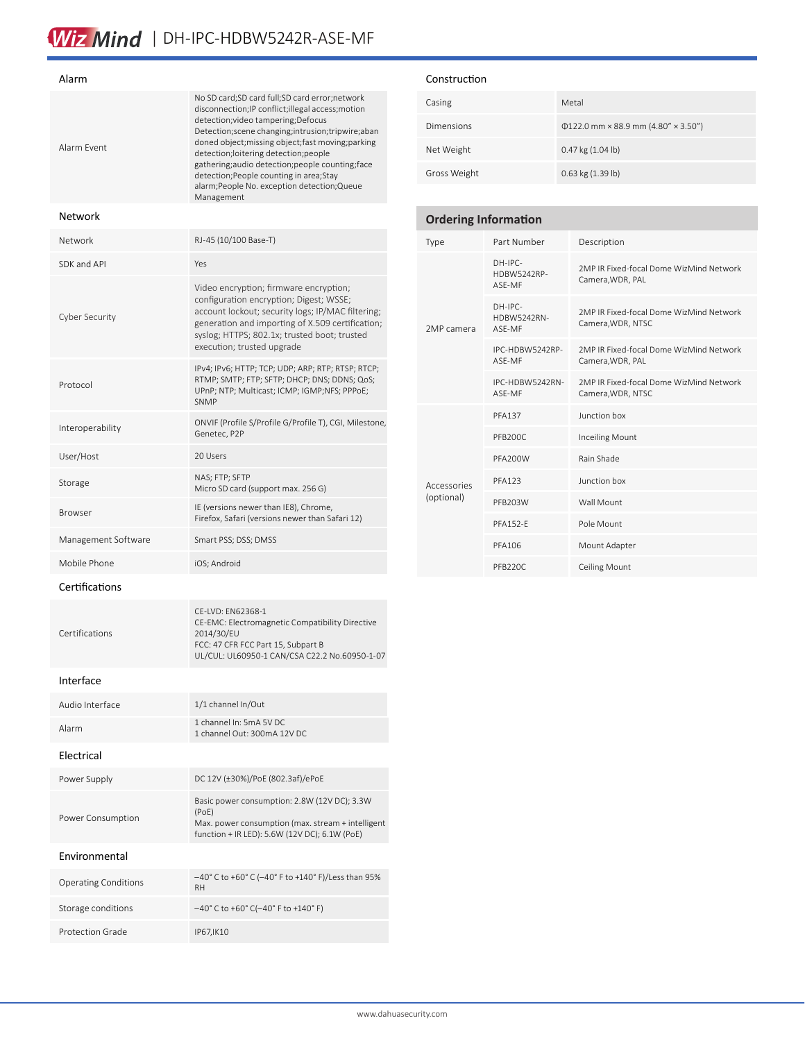## Alarm

| | |
|---|---|
| Alarm Event | No SD card;SD card full;SD card error;network disconnection;IP conflict;illegal access;motion detection;video tampering;Defocus Detection;scene changing;intrusion;tripwire;abandoned object;missing object;fast moving;parking detection;loitering detection;people gathering;audio detection;people counting;face detection;People counting in area;Stay alarm;People No. exception detection;Queue Management |

## Network

| | |
|---|---|
| Network | RJ-45 (10/100 Base-T) |
| SDK and API | Yes |
| Cyber Security | Video encryption; firmware encryption; configuration encryption; Digest; WSSE; account lockout; security logs; IP/MAC filtering; generation and importing of X.509 certification; syslog; HTTPS; 802.1x; trusted boot; trusted execution; trusted upgrade |
| Protocol | IPv4; IPv6; HTTP; TCP; UDP; ARP; RTP; RTSP; RTCP; RTMP; SMTP; FTP; SFTP; DHCP; DNS; DDNS; QoS; UPnP; NTP; Multicast; ICMP; IGMP;NFS; PPPoE; SNMP |
| Interoperability | ONVIF (Profile S/Profile G/Profile T), CGI, Milestone, Genetec, P2P |
| User/Host | 20 Users |
| Storage | NAS; FTP; SFTP<br>Micro SD card (support max. 256 G) |
| Browser | IE (versions newer than IE8), Chrome, Firefox, Safari (versions newer than Safari 12) |
| Management Software | Smart PSS; DSS; DMSS |
| Mobile Phone | iOS; Android |

## Certifications

| | |
|---|---|
| Certifications | CE-LVD: EN62368-1<br>CE-EMC: Electromagnetic Compatibility Directive 2014/30/EU<br>FCC: 47 CFR FCC Part 15, Subpart B<br>UL/CUL: UL60950-1 CAN/CSA C22.2 No.60950-1-07 |

## Interface

| | |
|---|---|
| Audio Interface | 1/1 channel In/Out |
| Alarm | 1 channel In: 5mA 5V DC<br>1 channel Out: 300mA 12V DC |

## Electrical

| | |
|---|---|
| Power Supply | DC 12V (±30%)/PoE (802.3af)/ePoE |
| Power Consumption | Basic power consumption: 2.8W (12V DC); 3.3W (PoE)<br>Max. power consumption (max. stream + intelligent function + IR LED): 5.6W (12V DC); 6.1W (PoE) |

## Environmental

| | |
|---|---|
| Operating Conditions | –40° C to +60° C (–40° F to +140° F)/Less than 95% RH |
| Storage conditions | –40° C to +60° C(–40° F to +140° F) |
| Protection Grade | IP67,IK10 |

## Construction

| | |
|---|---|
| Casing | Metal |
| Dimensions | Φ122.0 mm × 88.9 mm (4.80" × 3.50") |
| Net Weight | 0.47 kg (1.04 lb) |
| Gross Weight | 0.63 kg (1.39 lb) |

## Ordering Information

| Type | Part Number | Description |
|---|---|---|
| 2MP camera | DH-IPC-HDBW5242RP-ASE-MF | 2MP IR Fixed-focal Dome WizMind Network Camera,WDR, PAL |
| | DH-IPC-HDBW5242RN-ASE-MF | 2MP IR Fixed-focal Dome WizMind Network Camera,WDR, NTSC |
| | IPC-HDBW5242RP-ASE-MF | 2MP IR Fixed-focal Dome WizMind Network Camera,WDR, PAL |
| | IPC-HDBW5242RN-ASE-MF | 2MP IR Fixed-focal Dome WizMind Network Camera,WDR, NTSC |
| Accessories (optional) | PFA137 | Junction box |
| | PFB200C | Inceiling Mount |
| | PFA200W | Rain Shade |
| | PFA123 | Junction box |
| | PFB203W | Wall Mount |
| | PFA152-E | Pole Mount |
| | PFA106 | Mount Adapter |
| | PFB220C | Ceiling Mount |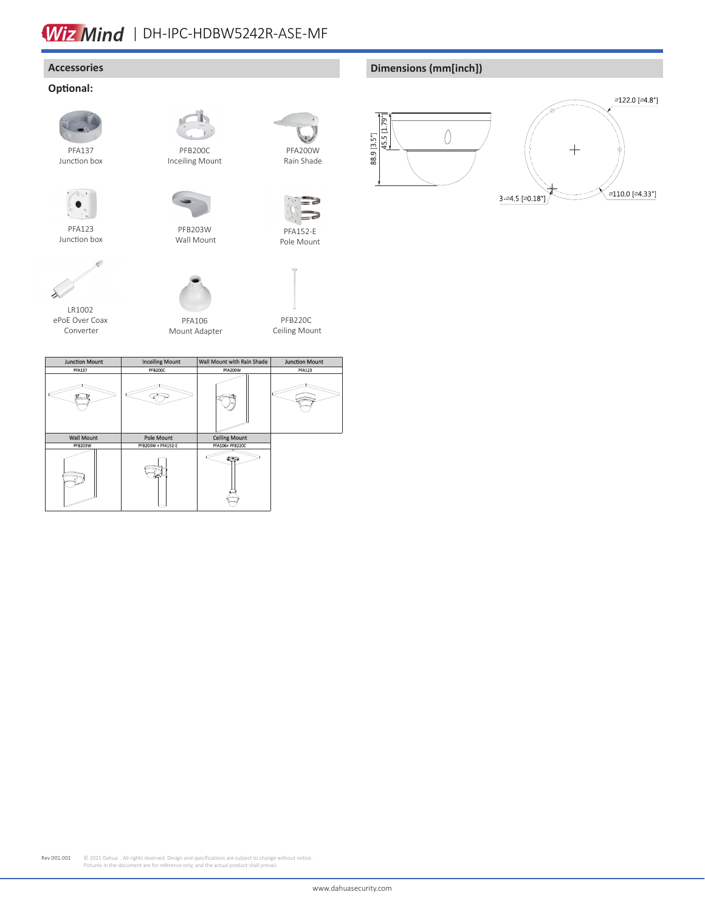## Accessories

### Optional:

PFA137
Junction box

PFB200C
Inceiling Mount

PFA200W
Rain Shade

PFA123
Junction box

PFB203W
Wall Mount

PFA152-E
Pole Mount

LR1002
ePoE Over Coax
Converter

PFA106
Mount Adapter

PFB220C
Ceiling Mount

| Junction Mount | Inceiling Mount | Wall Mount with Rain Shade | Junction Mount |
|---|---|---|---|
| PFA137 | PFB200C | PFA200W | PFA123 |
| Wall Mount | Pole Mount | Ceiling Mount | |
| PFB203W | PFB203W + PFA152-E | PFA106+ PFB220C | |

## Dimensions (mm[inch])

88.9 [3.5"]
45.5 [1.79"]
⌀122.0 [⌀4.8"]
3-⌀4.5 [⌀0.18"]
⌀110.0 [⌀4.33"]

Rev 001.001 © 2021 Dahua . All rights reserved. Design and specifications are subject to change without notice.
Pictures in the document are for reference only, and the actual product shall prevail.

www.dahuasecurity.com